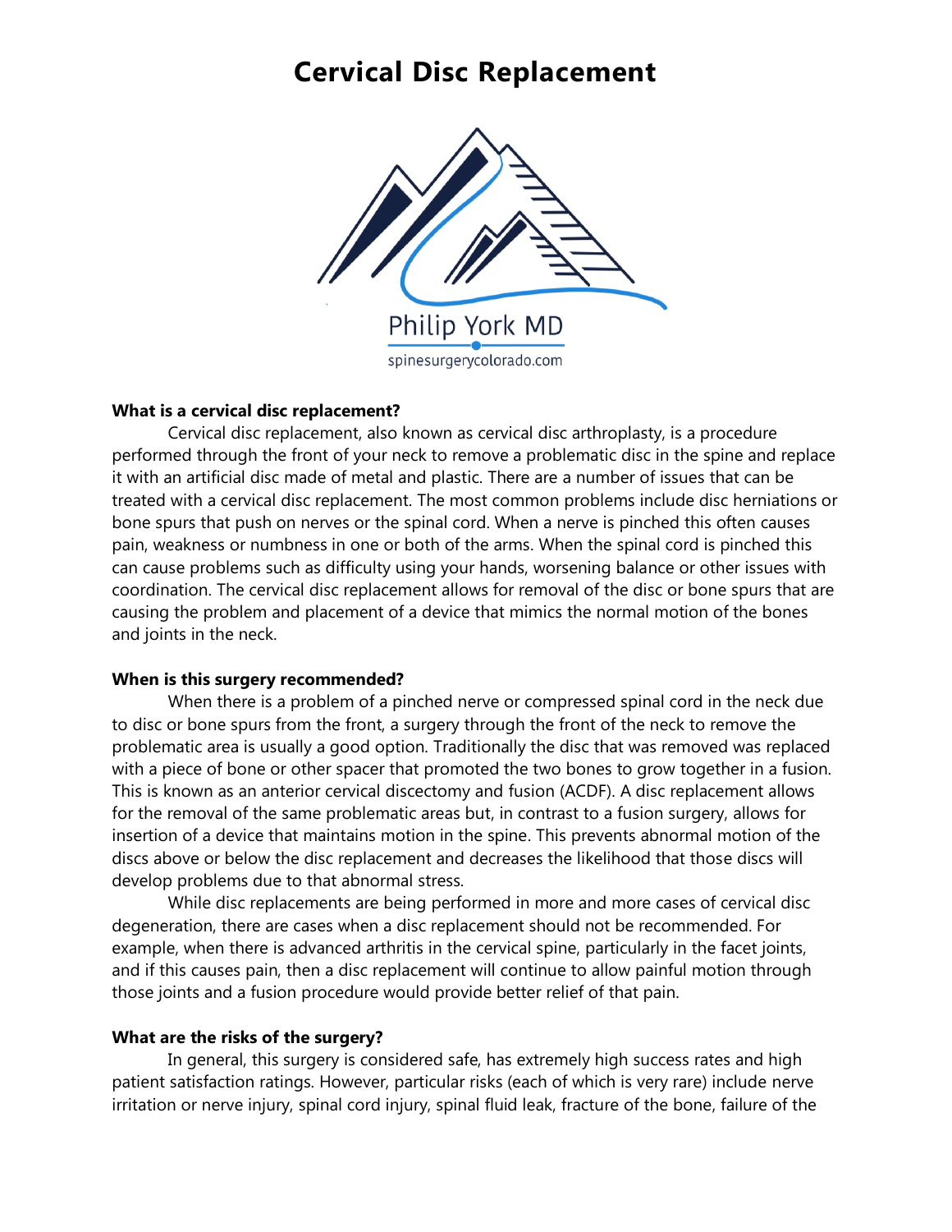# Cervical Disc Replacement

Philip York MD

spinesurgerycolorado.com

**What is a cervical disc replacement?**

Cervical disc replacement, also known as cervical disc arthroplasty, is a procedure performed through the front of your neck to remove a problematic disc in the spine and replace it with an artificial disc made of metal and plastic. There are a number of issues that can be treated with a cervical disc replacement. The most common problems include disc herniations or bone spurs that push on nerves or the spinal cord. When a nerve is pinched this often causes pain, weakness or numbness in one or both of the arms. When the spinal cord is pinched this can cause problems such as difficulty using your hands, worsening balance or other issues with coordination. The cervical disc replacement allows for removal of the disc or bone spurs that are causing the problem and placement of a device that mimics the normal motion of the bones and joints in the neck.

**When is this surgery recommended?**

When there is a problem of a pinched nerve or compressed spinal cord in the neck due to disc or bone spurs from the front, a surgery through the front of the neck to remove the problematic area is usually a good option. Traditionally the disc that was removed was replaced with a piece of bone or other spacer that promoted the two bones to grow together in a fusion. This is known as an anterior cervical discectomy and fusion (ACDF). A disc replacement allows for the removal of the same problematic areas but, in contrast to a fusion surgery, allows for insertion of a device that maintains motion in the spine. This prevents abnormal motion of the discs above or below the disc replacement and decreases the likelihood that those discs will develop problems due to that abnormal stress.

While disc replacements are being performed in more and more cases of cervical disc degeneration, there are cases when a disc replacement should not be recommended. For example, when there is advanced arthritis in the cervical spine, particularly in the facet joints, and if this causes pain, then a disc replacement will continue to allow painful motion through those joints and a fusion procedure would provide better relief of that pain.

**What are the risks of the surgery?**

In general, this surgery is considered safe, has extremely high success rates and high patient satisfaction ratings. However, particular risks (each of which is very rare) include nerve irritation or nerve injury, spinal cord injury, spinal fluid leak, fracture of the bone, failure of the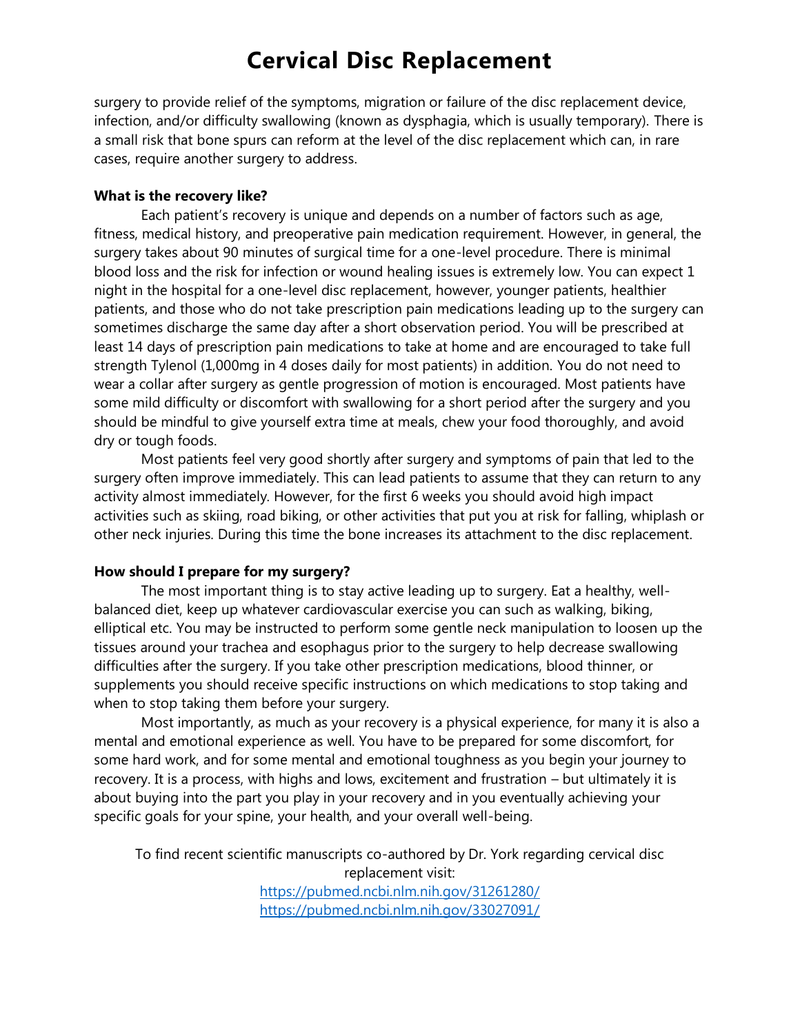surgery to provide relief of the symptoms, migration or failure of the disc replacement device, infection, and/or difficulty swallowing (known as dysphagia, which is usually temporary). There is a small risk that bone spurs can reform at the level of the disc replacement which can, in rare cases, require another surgery to address.

**What is the recovery like?**

Each patient's recovery is unique and depends on a number of factors such as age, fitness, medical history, and preoperative pain medication requirement. However, in general, the surgery takes about 90 minutes of surgical time for a one-level procedure. There is minimal blood loss and the risk for infection or wound healing issues is extremely low. You can expect 1 night in the hospital for a one-level disc replacement, however, younger patients, healthier patients, and those who do not take prescription pain medications leading up to the surgery can sometimes discharge the same day after a short observation period. You will be prescribed at least 14 days of prescription pain medications to take at home and are encouraged to take full strength Tylenol (1,000mg in 4 doses daily for most patients) in addition. You do not need to wear a collar after surgery as gentle progression of motion is encouraged. Most patients have some mild difficulty or discomfort with swallowing for a short period after the surgery and you should be mindful to give yourself extra time at meals, chew your food thoroughly, and avoid dry or tough foods.

Most patients feel very good shortly after surgery and symptoms of pain that led to the surgery often improve immediately. This can lead patients to assume that they can return to any activity almost immediately. However, for the first 6 weeks you should avoid high impact activities such as skiing, road biking, or other activities that put you at risk for falling, whiplash or other neck injuries. During this time the bone increases its attachment to the disc replacement.

**How should I prepare for my surgery?**

The most important thing is to stay active leading up to surgery. Eat a healthy, well-balanced diet, keep up whatever cardiovascular exercise you can such as walking, biking, elliptical etc. You may be instructed to perform some gentle neck manipulation to loosen up the tissues around your trachea and esophagus prior to the surgery to help decrease swallowing difficulties after the surgery. If you take other prescription medications, blood thinner, or supplements you should receive specific instructions on which medications to stop taking and when to stop taking them before your surgery.

Most importantly, as much as your recovery is a physical experience, for many it is also a mental and emotional experience as well. You have to be prepared for some discomfort, for some hard work, and for some mental and emotional toughness as you begin your journey to recovery. It is a process, with highs and lows, excitement and frustration – but ultimately it is about buying into the part you play in your recovery and in you eventually achieving your specific goals for your spine, your health, and your overall well-being.

To find recent scientific manuscripts co-authored by Dr. York regarding cervical disc replacement visit:
https://pubmed.ncbi.nlm.nih.gov/31261280/
https://pubmed.ncbi.nlm.nih.gov/33027091/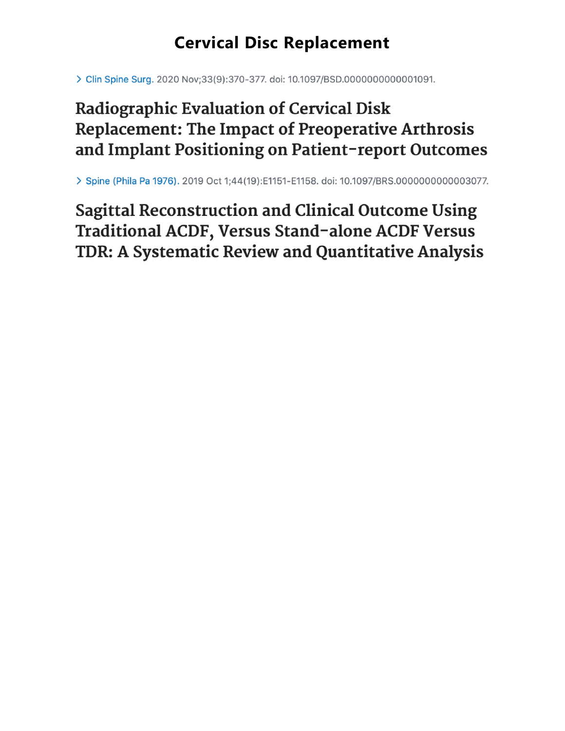# Cervical Disc Replacement

> Clin Spine Surg. 2020 Nov;33(9):370-377. doi: 10.1097/BSD.0000000000001091.

## Radiographic Evaluation of Cervical Disk Replacement: The Impact of Preoperative Arthrosis and Implant Positioning on Patient-report Outcomes

> Spine (Phila Pa 1976). 2019 Oct 1;44(19):E1151-E1158. doi: 10.1097/BRS.0000000000003077.

## Sagittal Reconstruction and Clinical Outcome Using Traditional ACDF, Versus Stand-alone ACDF Versus TDR: A Systematic Review and Quantitative Analysis